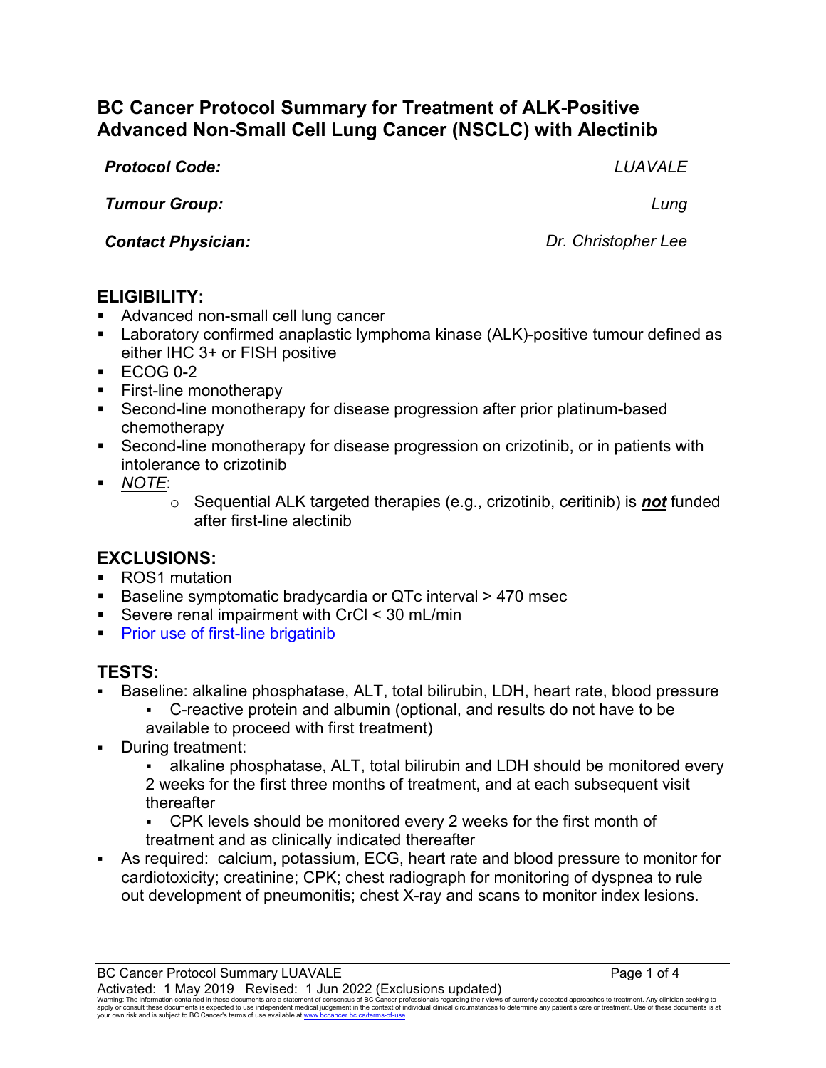# BC Cancer Protocol Summary for Treatment of ALK-Positive Advanced Non-Small Cell Lung Cancer (NSCLC) with Alectinib

***Protocol Code:*** *LUAVALE*

***Tumour Group:*** *Lung*

***Contact Physician:*** *Dr. Christopher Lee*

## ELIGIBILITY:

- Advanced non-small cell lung cancer
- Laboratory confirmed anaplastic lymphoma kinase (ALK)-positive tumour defined as either IHC 3+ or FISH positive
- ECOG 0-2
- First-line monotherapy
- Second-line monotherapy for disease progression after prior platinum-based chemotherapy
- Second-line monotherapy for disease progression on crizotinib, or in patients with intolerance to crizotinib
- *NOTE*:
    - Sequential ALK targeted therapies (e.g., crizotinib, ceritinib) is ***not*** funded after first-line alectinib

## EXCLUSIONS:

- ROS1 mutation
- Baseline symptomatic bradycardia or QTc interval > 470 msec
- Severe renal impairment with CrCl < 30 mL/min
- Prior use of first-line brigatinib

## TESTS:

- Baseline: alkaline phosphatase, ALT, total bilirubin, LDH, heart rate, blood pressure
    - C-reactive protein and albumin (optional, and results do not have to be available to proceed with first treatment)
- During treatment:
    - alkaline phosphatase, ALT, total bilirubin and LDH should be monitored every 2 weeks for the first three months of treatment, and at each subsequent visit thereafter
    - CPK levels should be monitored every 2 weeks for the first month of treatment and as clinically indicated thereafter
- As required: calcium, potassium, ECG, heart rate and blood pressure to monitor for cardiotoxicity; creatinine; CPK; chest radiograph for monitoring of dyspnea to rule out development of pneumonitis; chest X-ray and scans to monitor index lesions.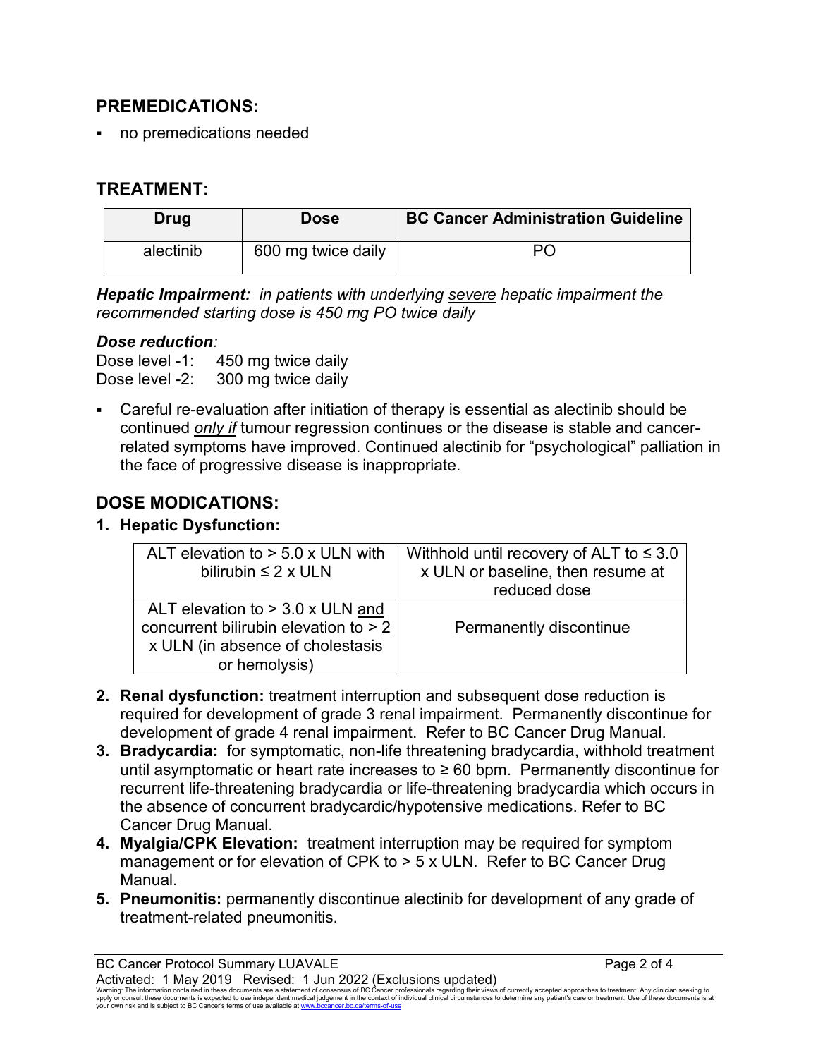## PREMEDICATIONS:

- no premedications needed

## TREATMENT:

| Drug | Dose | BC Cancer Administration Guideline |
|---|---|---|
| alectinib | 600 mg twice daily | PO |

***Hepatic Impairment:*** *in patients with underlying severe hepatic impairment the recommended starting dose is 450 mg PO twice daily*

***Dose reduction:***

Dose level -1: 450 mg twice daily
Dose level -2: 300 mg twice daily

- Careful re-evaluation after initiation of therapy is essential as alectinib should be continued *only if* tumour regression continues or the disease is stable and cancer-related symptoms have improved. Continued alectinib for "psychological" palliation in the face of progressive disease is inappropriate.

## DOSE MODICATIONS:

**1. Hepatic Dysfunction:**

| | |
|---|---|
| ALT elevation to > 5.0 x ULN with bilirubin ≤ 2 x ULN | Withhold until recovery of ALT to ≤ 3.0 x ULN or baseline, then resume at reduced dose |
| ALT elevation to > 3.0 x ULN and concurrent bilirubin elevation to > 2 x ULN (in absence of cholestasis or hemolysis) | Permanently discontinue |

2. **Renal dysfunction:** treatment interruption and subsequent dose reduction is required for development of grade 3 renal impairment. Permanently discontinue for development of grade 4 renal impairment. Refer to BC Cancer Drug Manual.
3. **Bradycardia:** for symptomatic, non-life threatening bradycardia, withhold treatment until asymptomatic or heart rate increases to ≥ 60 bpm. Permanently discontinue for recurrent life-threatening bradycardia or life-threatening bradycardia which occurs in the absence of concurrent bradycardic/hypotensive medications. Refer to BC Cancer Drug Manual.
4. **Myalgia/CPK Elevation:** treatment interruption may be required for symptom management or for elevation of CPK to > 5 x ULN. Refer to BC Cancer Drug Manual.
5. **Pneumonitis:** permanently discontinue alectinib for development of any grade of treatment-related pneumonitis.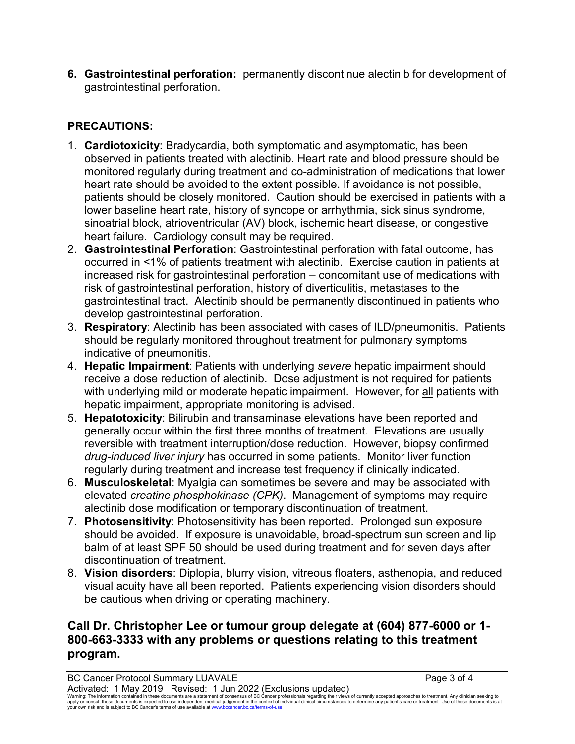6. **Gastrointestinal perforation:** permanently discontinue alectinib for development of gastrointestinal perforation.

## PRECAUTIONS:

1. **Cardiotoxicity**: Bradycardia, both symptomatic and asymptomatic, has been observed in patients treated with alectinib. Heart rate and blood pressure should be monitored regularly during treatment and co-administration of medications that lower heart rate should be avoided to the extent possible. If avoidance is not possible, patients should be closely monitored. Caution should be exercised in patients with a lower baseline heart rate, history of syncope or arrhythmia, sick sinus syndrome, sinoatrial block, atrioventricular (AV) block, ischemic heart disease, or congestive heart failure. Cardiology consult may be required.
2. **Gastrointestinal Perforation**: Gastrointestinal perforation with fatal outcome, has occurred in <1% of patients treatment with alectinib. Exercise caution in patients at increased risk for gastrointestinal perforation – concomitant use of medications with risk of gastrointestinal perforation, history of diverticulitis, metastases to the gastrointestinal tract. Alectinib should be permanently discontinued in patients who develop gastrointestinal perforation.
3. **Respiratory**: Alectinib has been associated with cases of ILD/pneumonitis. Patients should be regularly monitored throughout treatment for pulmonary symptoms indicative of pneumonitis.
4. **Hepatic Impairment**: Patients with underlying *severe* hepatic impairment should receive a dose reduction of alectinib. Dose adjustment is not required for patients with underlying mild or moderate hepatic impairment. However, for <u>all</u> patients with hepatic impairment, appropriate monitoring is advised.
5. **Hepatotoxicity**: Bilirubin and transaminase elevations have been reported and generally occur within the first three months of treatment. Elevations are usually reversible with treatment interruption/dose reduction. However, biopsy confirmed *drug-induced liver injury* has occurred in some patients. Monitor liver function regularly during treatment and increase test frequency if clinically indicated.
6. **Musculoskeletal**: Myalgia can sometimes be severe and may be associated with elevated *creatine phosphokinase (CPK)*. Management of symptoms may require alectinib dose modification or temporary discontinuation of treatment.
7. **Photosensitivity**: Photosensitivity has been reported. Prolonged sun exposure should be avoided. If exposure is unavoidable, broad-spectrum sun screen and lip balm of at least SPF 50 should be used during treatment and for seven days after discontinuation of treatment.
8. **Vision disorders**: Diplopia, blurry vision, vitreous floaters, asthenopia, and reduced visual acuity have all been reported. Patients experiencing vision disorders should be cautious when driving or operating machinery.

### Call Dr. Christopher Lee or tumour group delegate at (604) 877-6000 or 1-800-663-3333 with any problems or questions relating to this treatment program.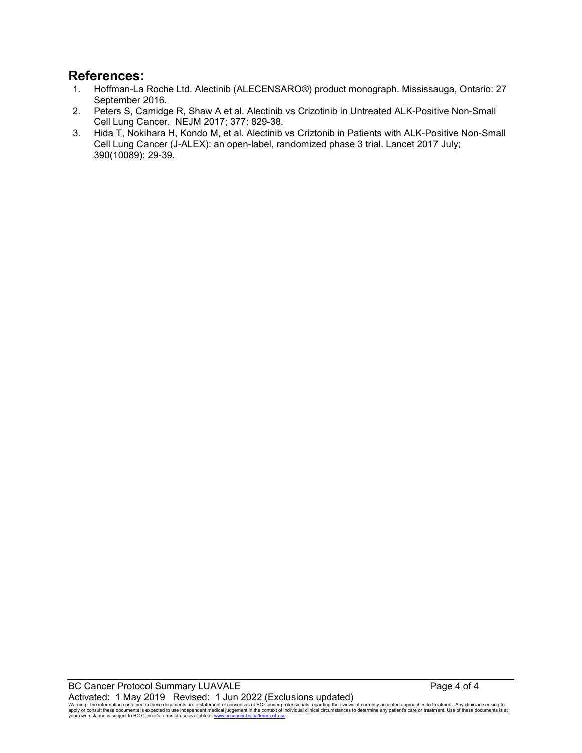## References:

1. Hoffman-La Roche Ltd. Alectinib (ALECENSARO®) product monograph. Mississauga, Ontario: 27 September 2016.
2. Peters S, Camidge R, Shaw A et al. Alectinib vs Crizotinib in Untreated ALK-Positive Non-Small Cell Lung Cancer. NEJM 2017; 377: 829-38.
3. Hida T, Nokihara H, Kondo M, et al. Alectinib vs Criztonib in Patients with ALK-Positive Non-Small Cell Lung Cancer (J-ALEX): an open-label, randomized phase 3 trial. Lancet 2017 July; 390(10089): 29-39.